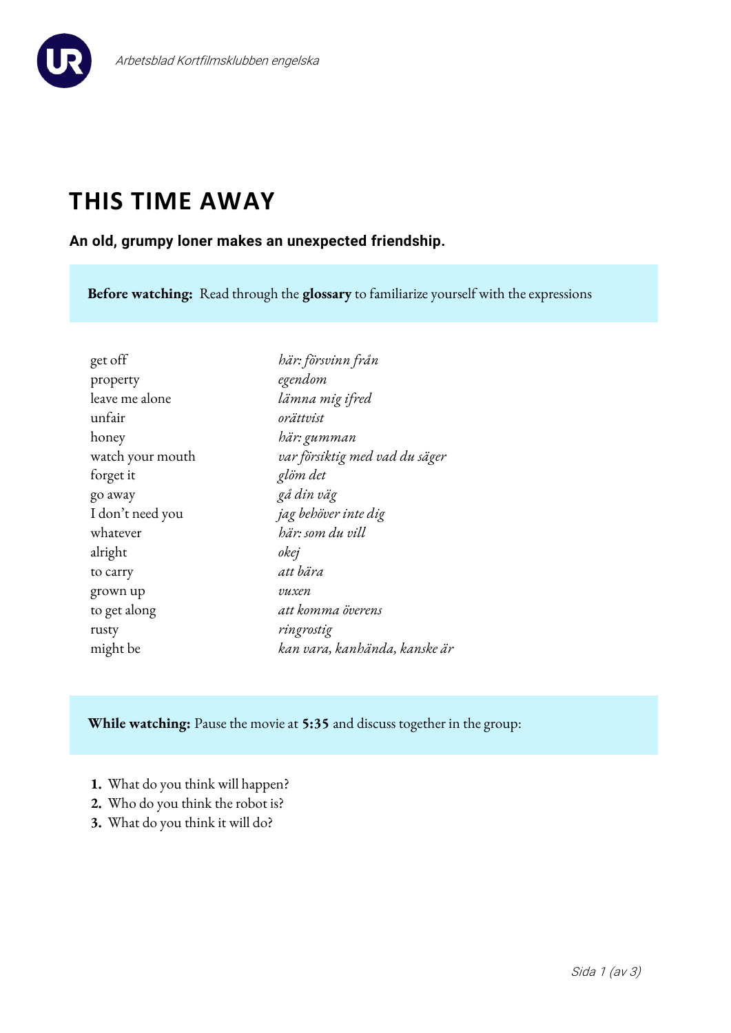# THIS TIME AWAY

**An old, grumpy loner makes an unexpected friendship.**

**Before watching:** Read through the **glossary** to familiarize yourself with the expressions

| | |
|---|---|
| get off | *här: försvinn från* |
| property | *egendom* |
| leave me alone | *lämna mig ifred* |
| unfair | *orättvist* |
| honey | *här: gumman* |
| watch your mouth | *var försiktig med vad du säger* |
| forget it | *glöm det* |
| go away | *gå din väg* |
| I don't need you | *jag behöver inte dig* |
| whatever | *här: som du vill* |
| alright | *okej* |
| to carry | *att bära* |
| grown up | *vuxen* |
| to get along | *att komma överens* |
| rusty | *ringrostig* |
| might be | *kan vara, kanhända, kanske är* |

**While watching:** Pause the movie at **5:35** and discuss together in the group:

1. What do you think will happen?
2. Who do you think the robot is?
3. What do you think it will do?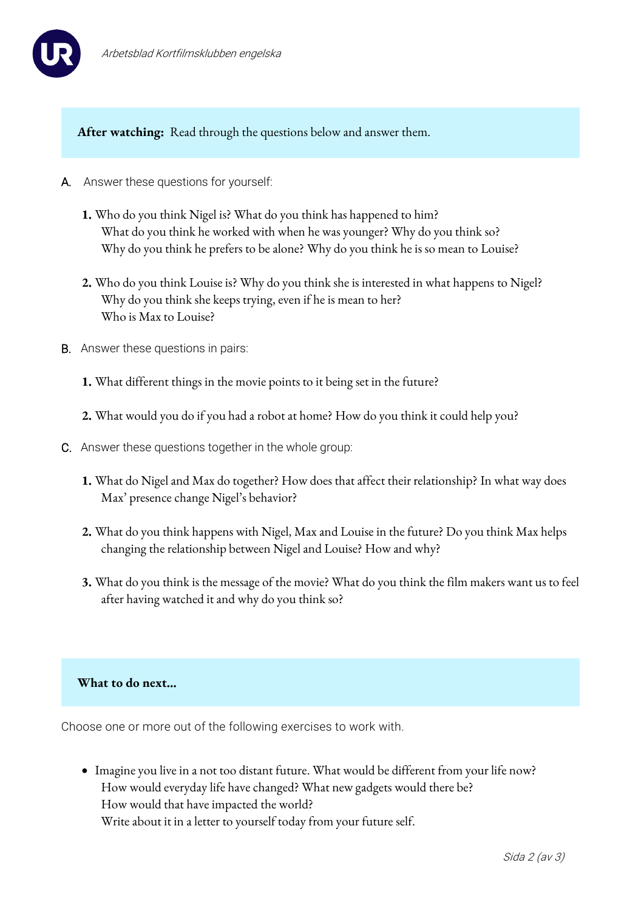**After watching:** Read through the questions below and answer them.

A. Answer these questions for yourself:

1. Who do you think Nigel is? What do you think has happened to him?
   What do you think he worked with when he was younger? Why do you think so?
   Why do you think he prefers to be alone? Why do you think he is so mean to Louise?

2. Who do you think Louise is? Why do you think she is interested in what happens to Nigel?
   Why do you think she keeps trying, even if he is mean to her?
   Who is Max to Louise?

B. Answer these questions in pairs:

1. What different things in the movie points to it being set in the future?

2. What would you do if you had a robot at home? How do you think it could help you?

C. Answer these questions together in the whole group:

1. What do Nigel and Max do together? How does that affect their relationship? In what way does Max' presence change Nigel's behavior?

2. What do you think happens with Nigel, Max and Louise in the future? Do you think Max helps changing the relationship between Nigel and Louise? How and why?

3. What do you think is the message of the movie? What do you think the film makers want us to feel after having watched it and why do you think so?

**What to do next...**

Choose one or more out of the following exercises to work with.

- Imagine you live in a not too distant future. What would be different from your life now?
  How would everyday life have changed? What new gadgets would there be?
  How would that have impacted the world?
  Write about it in a letter to yourself today from your future self.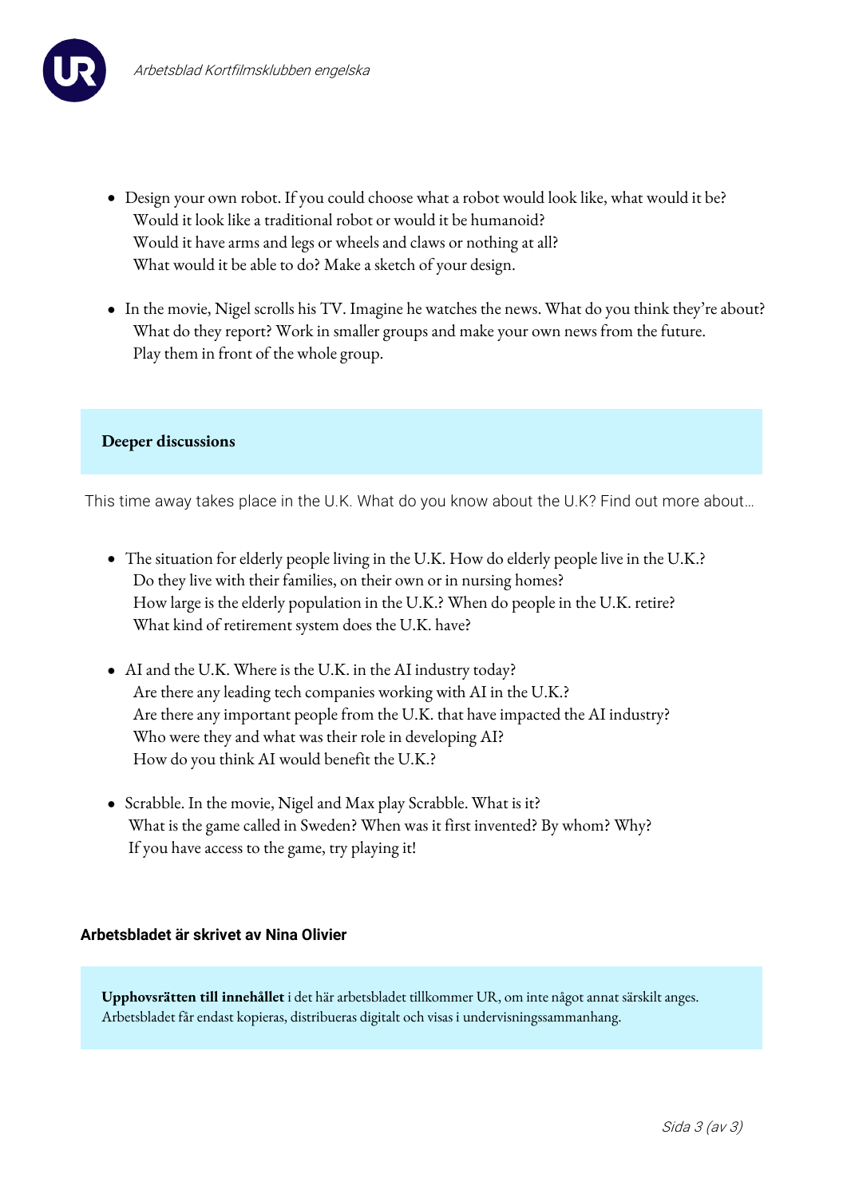- Design your own robot. If you could choose what a robot would look like, what would it be?
  Would it look like a traditional robot or would it be humanoid?
  Would it have arms and legs or wheels and claws or nothing at all?
  What would it be able to do? Make a sketch of your design.

- In the movie, Nigel scrolls his TV. Imagine he watches the news. What do you think they're about?
  What do they report? Work in smaller groups and make your own news from the future.
  Play them in front of the whole group.

**Deeper discussions**

This time away takes place in the U.K. What do you know about the U.K? Find out more about…

- The situation for elderly people living in the U.K. How do elderly people live in the U.K.?
  Do they live with their families, on their own or in nursing homes?
  How large is the elderly population in the U.K.? When do people in the U.K. retire?
  What kind of retirement system does the U.K. have?

- AI and the U.K. Where is the U.K. in the AI industry today?
  Are there any leading tech companies working with AI in the U.K.?
  Are there any important people from the U.K. that have impacted the AI industry?
  Who were they and what was their role in developing AI?
  How do you think AI would benefit the U.K.?

- Scrabble. In the movie, Nigel and Max play Scrabble. What is it?
  What is the game called in Sweden? When was it first invented? By whom? Why?
  If you have access to the game, try playing it!

**Arbetsbladet är skrivet av Nina Olivier**

**Upphovsrätten till innehållet** i det här arbetsbladet tillkommer UR, om inte något annat särskilt anges. Arbetsbladet får endast kopieras, distribueras digitalt och visas i undervisningssammanhang.